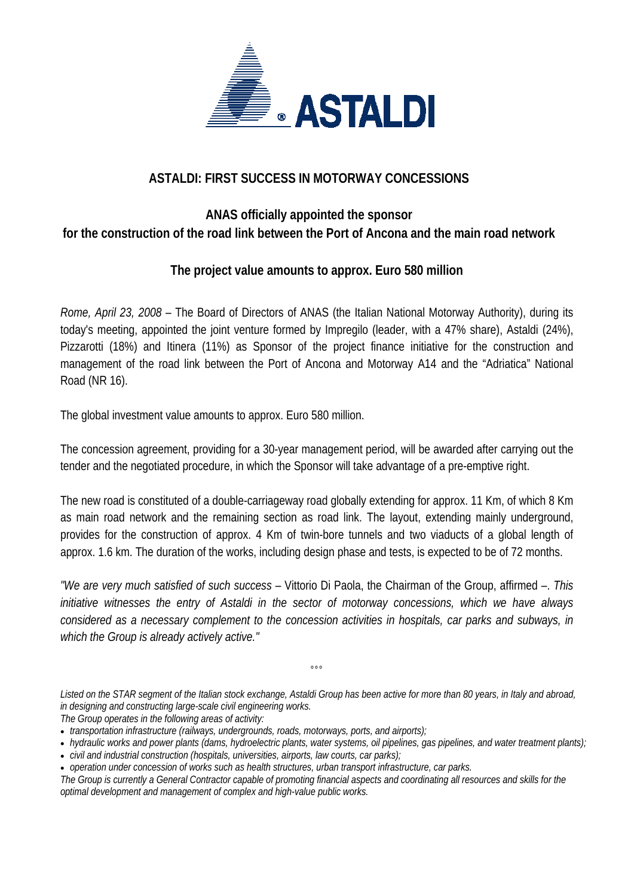# ASTALDI: FIRST SUCCESS IN MOTORWAY CONCESSIONS

## ANAS officially appointed the sponsor for the construction of the road link between the Port of Ancona and the main road network

## The project value amounts to approx. Euro 580 million

*Rome, April 23, 2008* – The Board of Directors of ANAS (the Italian National Motorway Authority), during its today's meeting, appointed the joint venture formed by Impregilo (leader, with a 47% share), Astaldi (24%), Pizzarotti (18%) and Itinera (11%) as Sponsor of the project finance initiative for the construction and management of the road link between the Port of Ancona and Motorway A14 and the "Adriatica" National Road (NR 16).

The global investment value amounts to approx. Euro 580 million.

The concession agreement, providing for a 30-year management period, will be awarded after carrying out the tender and the negotiated procedure, in which the Sponsor will take advantage of a pre-emptive right.

The new road is constituted of a double-carriageway road globally extending for approx. 11 Km, of which 8 Km as main road network and the remaining section as road link. The layout, extending mainly underground, provides for the construction of approx. 4 Km of twin-bore tunnels and two viaducts of a global length of approx. 1.6 km. The duration of the works, including design phase and tests, is expected to be of 72 months.

*"We are very much satisfied of such success* – Vittorio Di Paola, the Chairman of the Group, affirmed –. *This initiative witnesses the entry of Astaldi in the sector of motorway concessions, which we have always considered as a necessary complement to the concession activities in hospitals, car parks and subways, in which the Group is already actively active."*

°°°

*Listed on the STAR segment of the Italian stock exchange, Astaldi Group has been active for more than 80 years, in Italy and abroad, in designing and constructing large-scale civil engineering works.*
*The Group operates in the following areas of activity:*

- *transportation infrastructure (railways, undergrounds, roads, motorways, ports, and airports);*
- *hydraulic works and power plants (dams, hydroelectric plants, water systems, oil pipelines, gas pipelines, and water treatment plants);*
- *civil and industrial construction (hospitals, universities, airports, law courts, car parks);*
- *operation under concession of works such as health structures, urban transport infrastructure, car parks.*

*The Group is currently a General Contractor capable of promoting financial aspects and coordinating all resources and skills for the optimal development and management of complex and high-value public works.*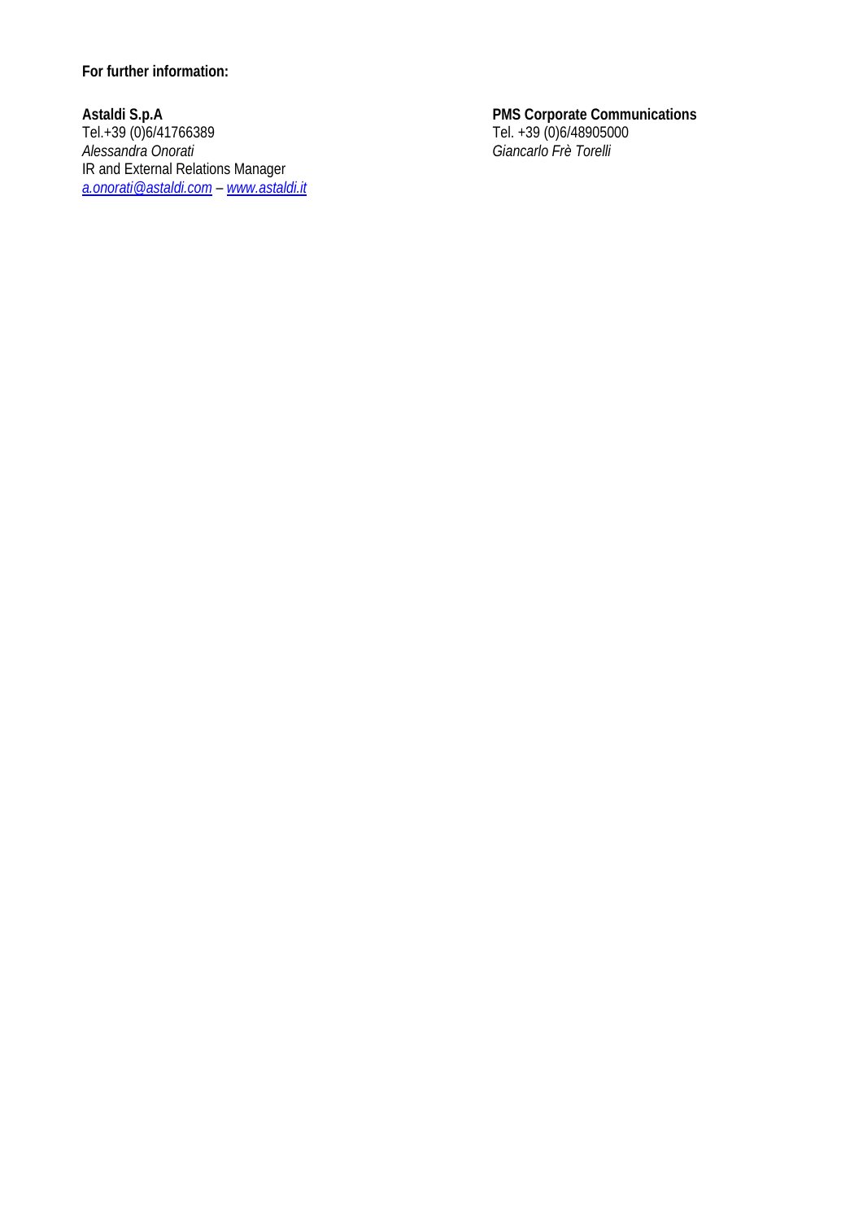**For further information:**

**Astaldi S.p.A**
Tel.+39 (0)6/41766389
*Alessandra Onorati*
IR and External Relations Manager
*a.onorati@astaldi.com* – *www.astaldi.it*

**PMS Corporate Communications**
Tel. +39 (0)6/48905000
*Giancarlo Frè Torelli*